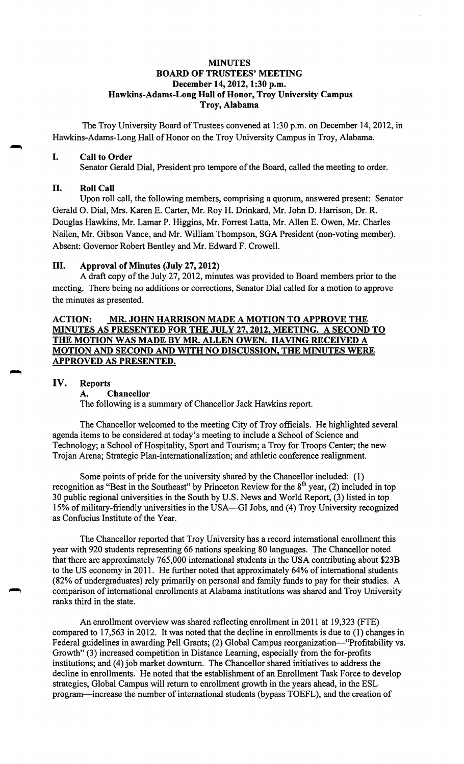# MINUTES
## BOARD OF TRUSTEES' MEETING
### December 14, 2012, 1:30 p.m.
### Hawkins-Adams-Long Hall of Honor, Troy University Campus
### Troy, Alabama

The Troy University Board of Trustees convened at 1:30 p.m. on December 14, 2012, in Hawkins-Adams-Long Hall of Honor on the Troy University Campus in Troy, Alabama.

## I. Call to Order

Senator Gerald Dial, President pro tempore of the Board, called the meeting to order.

## II. Roll Call

Upon roll call, the following members, comprising a quorum, answered present: Senator Gerald O. Dial, Mrs. Karen E. Carter, Mr. Roy H. Drinkard, Mr. John D. Harrison, Dr. R. Douglas Hawkins, Mr. Lamar P. Higgins, Mr. Forrest Latta, Mr. Allen E. Owen, Mr. Charles Nailen, Mr. Gibson Vance, and Mr. William Thompson, SGA President (non-voting member). Absent: Governor Robert Bentley and Mr. Edward F. Crowell.

## III. Approval of Minutes (July 27, 2012)

A draft copy of the July 27, 2012, minutes was provided to Board members prior to the meeting. There being no additions or corrections, Senator Dial called for a motion to approve the minutes as presented.

**ACTION: MR. JOHN HARRISON MADE A MOTION TO APPROVE THE MINUTES AS PRESENTED FOR THE JULY 27, 2012, MEETING. A SECOND TO THE MOTION WAS MADE BY MR. ALLEN OWEN. HAVING RECEIVED A MOTION AND SECOND AND WITH NO DISCUSSION, THE MINUTES WERE APPROVED AS PRESENTED.**

## IV. Reports

### A. Chancellor

The following is a summary of Chancellor Jack Hawkins report.

The Chancellor welcomed to the meeting City of Troy officials. He highlighted several agenda items to be considered at today's meeting to include a School of Science and Technology; a School of Hospitality, Sport and Tourism; a Troy for Troops Center; the new Trojan Arena; Strategic Plan-internationalization; and athletic conference realignment.

Some points of pride for the university shared by the Chancellor included: (1) recognition as "Best in the Southeast" by Princeton Review for the 8th year, (2) included in top 30 public regional universities in the South by U.S. News and World Report, (3) listed in top 15% of military-friendly universities in the USA—GI Jobs, and (4) Troy University recognized as Confucius Institute of the Year.

The Chancellor reported that Troy University has a record international enrollment this year with 920 students representing 66 nations speaking 80 languages. The Chancellor noted that there are approximately 765,000 international students in the USA contributing about $23B to the US economy in 2011. He further noted that approximately 64% of international students (82% of undergraduates) rely primarily on personal and family funds to pay for their studies. A comparison of international enrollments at Alabama institutions was shared and Troy University ranks third in the state.

An enrollment overview was shared reflecting enrollment in 2011 at 19,323 (FTE) compared to 17,563 in 2012. It was noted that the decline in enrollments is due to (1) changes in Federal guidelines in awarding Pell Grants; (2) Global Campus reorganization—"Profitability vs. Growth" (3) increased competition in Distance Learning, especially from the for-profits institutions; and (4) job market downturn. The Chancellor shared initiatives to address the decline in enrollments. He noted that the establishment of an Enrollment Task Force to develop strategies, Global Campus will return to enrollment growth in the years ahead, in the ESL program—increase the number of international students (bypass TOEFL), and the creation of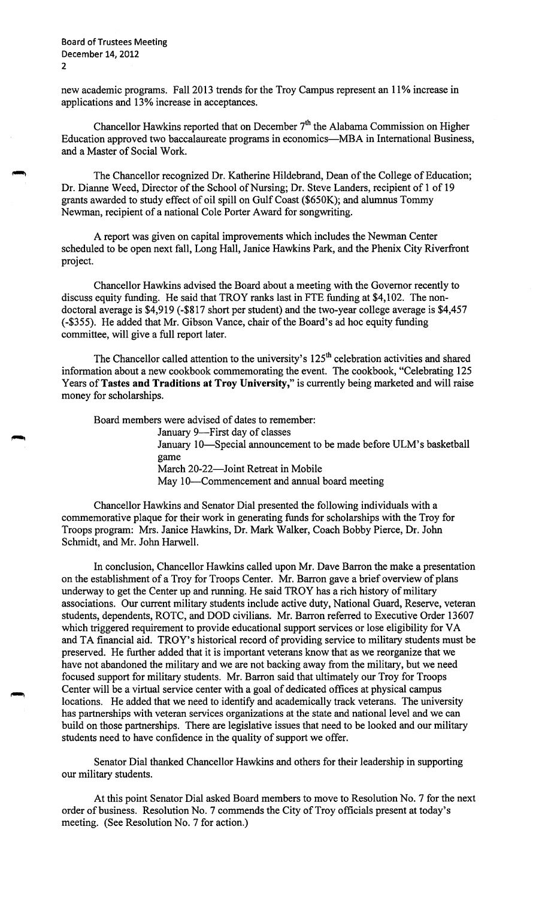new academic programs. Fall 2013 trends for the Troy Campus represent an 11% increase in applications and 13% increase in acceptances.

Chancellor Hawkins reported that on December 7th the Alabama Commission on Higher Education approved two baccalaureate programs in economics—MBA in International Business, and a Master of Social Work.

The Chancellor recognized Dr. Katherine Hildebrand, Dean of the College of Education; Dr. Dianne Weed, Director of the School of Nursing; Dr. Steve Landers, recipient of 1 of 19 grants awarded to study effect of oil spill on Gulf Coast ($650K); and alumnus Tommy Newman, recipient of a national Cole Porter Award for songwriting.

A report was given on capital improvements which includes the Newman Center scheduled to be open next fall, Long Hall, Janice Hawkins Park, and the Phenix City Riverfront project.

Chancellor Hawkins advised the Board about a meeting with the Governor recently to discuss equity funding. He said that TROY ranks last in FTE funding at $4,102. The non-doctoral average is $4,919 (-$817 short per student) and the two-year college average is $4,457 (-$355). He added that Mr. Gibson Vance, chair of the Board's ad hoc equity funding committee, will give a full report later.

The Chancellor called attention to the university's 125th celebration activities and shared information about a new cookbook commemorating the event. The cookbook, "Celebrating 125 Years of **Tastes and Traditions at Troy University,**" is currently being marketed and will raise money for scholarships.

Board members were advised of dates to remember:

- January 9—First day of classes
- January 10—Special announcement to be made before ULM's basketball game
- March 20-22—Joint Retreat in Mobile
- May 10—Commencement and annual board meeting

Chancellor Hawkins and Senator Dial presented the following individuals with a commemorative plaque for their work in generating funds for scholarships with the Troy for Troops program: Mrs. Janice Hawkins, Dr. Mark Walker, Coach Bobby Pierce, Dr. John Schmidt, and Mr. John Harwell.

In conclusion, Chancellor Hawkins called upon Mr. Dave Barron the make a presentation on the establishment of a Troy for Troops Center. Mr. Barron gave a brief overview of plans underway to get the Center up and running. He said TROY has a rich history of military associations. Our current military students include active duty, National Guard, Reserve, veteran students, dependents, ROTC, and DOD civilians. Mr. Barron referred to Executive Order 13607 which triggered requirement to provide educational support services or lose eligibility for VA and TA financial aid. TROY's historical record of providing service to military students must be preserved. He further added that it is important veterans know that as we reorganize that we have not abandoned the military and we are not backing away from the military, but we need focused support for military students. Mr. Barron said that ultimately our Troy for Troops Center will be a virtual service center with a goal of dedicated offices at physical campus locations. He added that we need to identify and academically track veterans. The university has partnerships with veteran services organizations at the state and national level and we can build on those partnerships. There are legislative issues that need to be looked and our military students need to have confidence in the quality of support we offer.

Senator Dial thanked Chancellor Hawkins and others for their leadership in supporting our military students.

At this point Senator Dial asked Board members to move to Resolution No. 7 for the next order of business. Resolution No. 7 commends the City of Troy officials present at today's meeting. (See Resolution No. 7 for action.)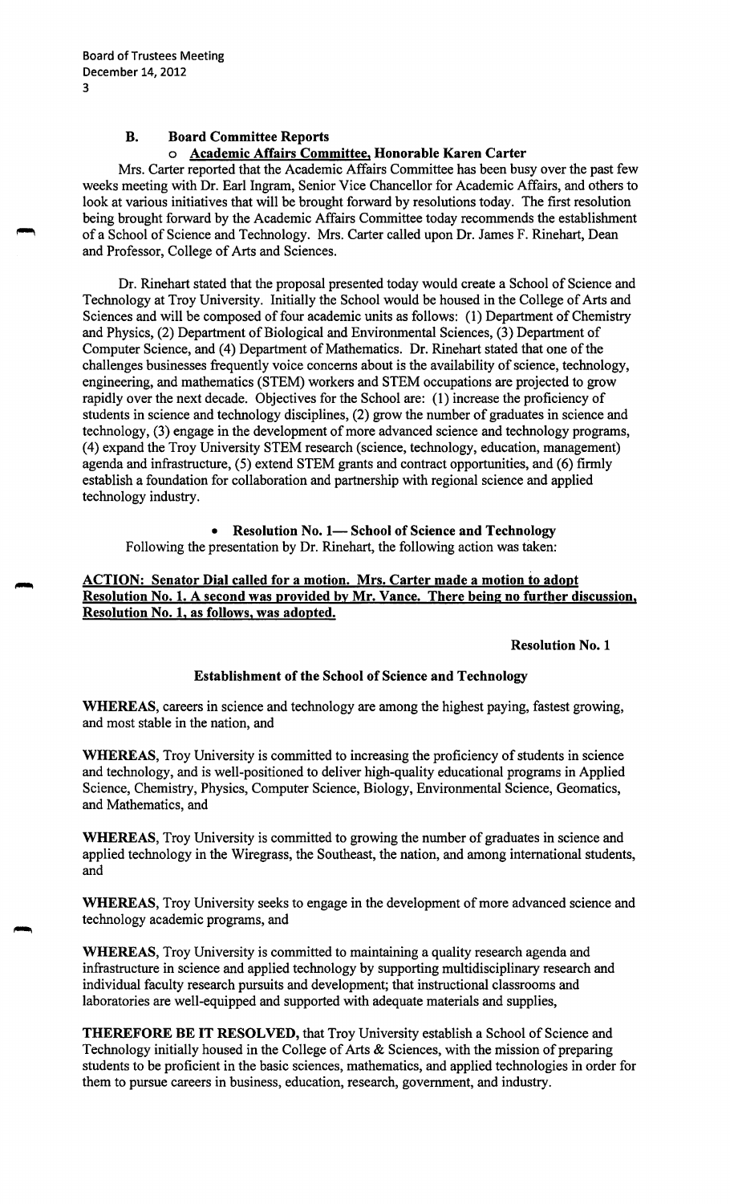### B. Board Committee Reports

- **Academic Affairs Committee, Honorable Karen Carter**

Mrs. Carter reported that the Academic Affairs Committee has been busy over the past few weeks meeting with Dr. Earl Ingram, Senior Vice Chancellor for Academic Affairs, and others to look at various initiatives that will be brought forward by resolutions today. The first resolution being brought forward by the Academic Affairs Committee today recommends the establishment of a School of Science and Technology. Mrs. Carter called upon Dr. James F. Rinehart, Dean and Professor, College of Arts and Sciences.

Dr. Rinehart stated that the proposal presented today would create a School of Science and Technology at Troy University. Initially the School would be housed in the College of Arts and Sciences and will be composed of four academic units as follows: (1) Department of Chemistry and Physics, (2) Department of Biological and Environmental Sciences, (3) Department of Computer Science, and (4) Department of Mathematics. Dr. Rinehart stated that one of the challenges businesses frequently voice concerns about is the availability of science, technology, engineering, and mathematics (STEM) workers and STEM occupations are projected to grow rapidly over the next decade. Objectives for the School are: (1) increase the proficiency of students in science and technology disciplines, (2) grow the number of graduates in science and technology, (3) engage in the development of more advanced science and technology programs, (4) expand the Troy University STEM research (science, technology, education, management) agenda and infrastructure, (5) extend STEM grants and contract opportunities, and (6) firmly establish a foundation for collaboration and partnership with regional science and applied technology industry.

- **Resolution No. 1— School of Science and Technology**

Following the presentation by Dr. Rinehart, the following action was taken:

**ACTION: Senator Dial called for a motion. Mrs. Carter made a motion to adopt Resolution No. 1. A second was provided by Mr. Vance. There being no further discussion, Resolution No. 1, as follows, was adopted.**

**Resolution No. 1**

**Establishment of the School of Science and Technology**

**WHEREAS**, careers in science and technology are among the highest paying, fastest growing, and most stable in the nation, and

**WHEREAS**, Troy University is committed to increasing the proficiency of students in science and technology, and is well-positioned to deliver high-quality educational programs in Applied Science, Chemistry, Physics, Computer Science, Biology, Environmental Science, Geomatics, and Mathematics, and

**WHEREAS**, Troy University is committed to growing the number of graduates in science and applied technology in the Wiregrass, the Southeast, the nation, and among international students, and

**WHEREAS**, Troy University seeks to engage in the development of more advanced science and technology academic programs, and

**WHEREAS**, Troy University is committed to maintaining a quality research agenda and infrastructure in science and applied technology by supporting multidisciplinary research and individual faculty research pursuits and development; that instructional classrooms and laboratories are well-equipped and supported with adequate materials and supplies,

**THEREFORE BE IT RESOLVED,** that Troy University establish a School of Science and Technology initially housed in the College of Arts & Sciences, with the mission of preparing students to be proficient in the basic sciences, mathematics, and applied technologies in order for them to pursue careers in business, education, research, government, and industry.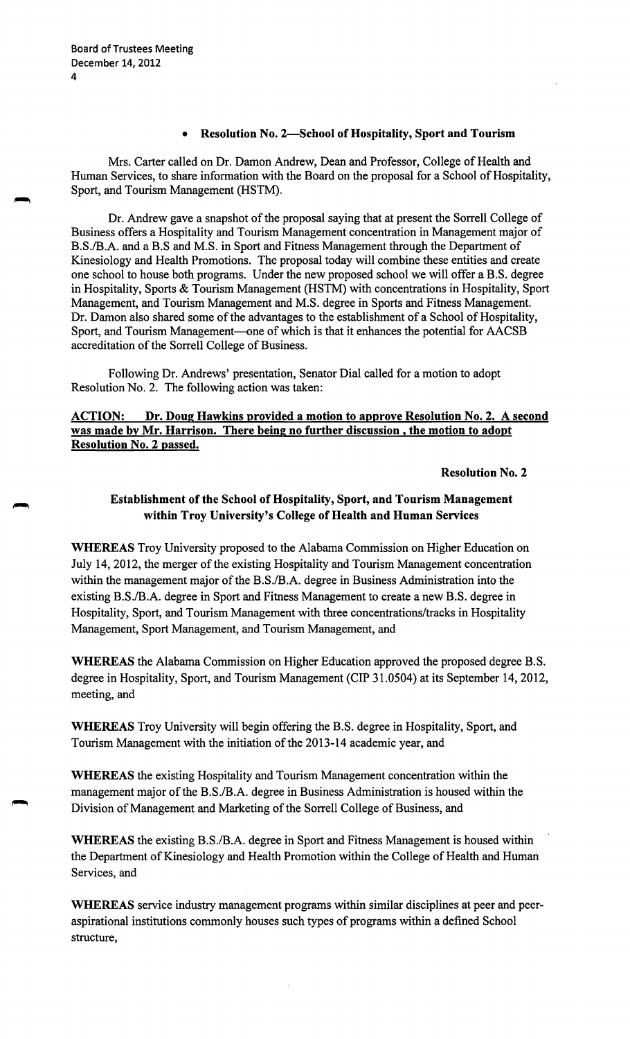- **Resolution No. 2—School of Hospitality, Sport and Tourism**

Mrs. Carter called on Dr. Damon Andrew, Dean and Professor, College of Health and Human Services, to share information with the Board on the proposal for a School of Hospitality, Sport, and Tourism Management (HSTM).

Dr. Andrew gave a snapshot of the proposal saying that at present the Sorrell College of Business offers a Hospitality and Tourism Management concentration in Management major of B.S./B.A. and a B.S and M.S. in Sport and Fitness Management through the Department of Kinesiology and Health Promotions. The proposal today will combine these entities and create one school to house both programs. Under the new proposed school we will offer a B.S. degree in Hospitality, Sports & Tourism Management (HSTM) with concentrations in Hospitality, Sport Management, and Tourism Management and M.S. degree in Sports and Fitness Management. Dr. Damon also shared some of the advantages to the establishment of a School of Hospitality, Sport, and Tourism Management—one of which is that it enhances the potential for AACSB accreditation of the Sorrell College of Business.

Following Dr. Andrews' presentation, Senator Dial called for a motion to adopt Resolution No. 2. The following action was taken:

**ACTION: Dr. Doug Hawkins provided a motion to approve Resolution No. 2. A second was made by Mr. Harrison. There being no further discussion , the motion to adopt Resolution No. 2 passed.**

**Resolution No. 2**

**Establishment of the School of Hospitality, Sport, and Tourism Management within Troy University's College of Health and Human Services**

**WHEREAS** Troy University proposed to the Alabama Commission on Higher Education on July 14, 2012, the merger of the existing Hospitality and Tourism Management concentration within the management major of the B.S./B.A. degree in Business Administration into the existing B.S./B.A. degree in Sport and Fitness Management to create a new B.S. degree in Hospitality, Sport, and Tourism Management with three concentrations/tracks in Hospitality Management, Sport Management, and Tourism Management, and

**WHEREAS** the Alabama Commission on Higher Education approved the proposed degree B.S. degree in Hospitality, Sport, and Tourism Management (CIP 31.0504) at its September 14, 2012, meeting, and

**WHEREAS** Troy University will begin offering the B.S. degree in Hospitality, Sport, and Tourism Management with the initiation of the 2013-14 academic year, and

**WHEREAS** the existing Hospitality and Tourism Management concentration within the management major of the B.S./B.A. degree in Business Administration is housed within the Division of Management and Marketing of the Sorrell College of Business, and

**WHEREAS** the existing B.S./B.A. degree in Sport and Fitness Management is housed within the Department of Kinesiology and Health Promotion within the College of Health and Human Services, and

**WHEREAS** service industry management programs within similar disciplines at peer and peer-aspirational institutions commonly houses such types of programs within a defined School structure,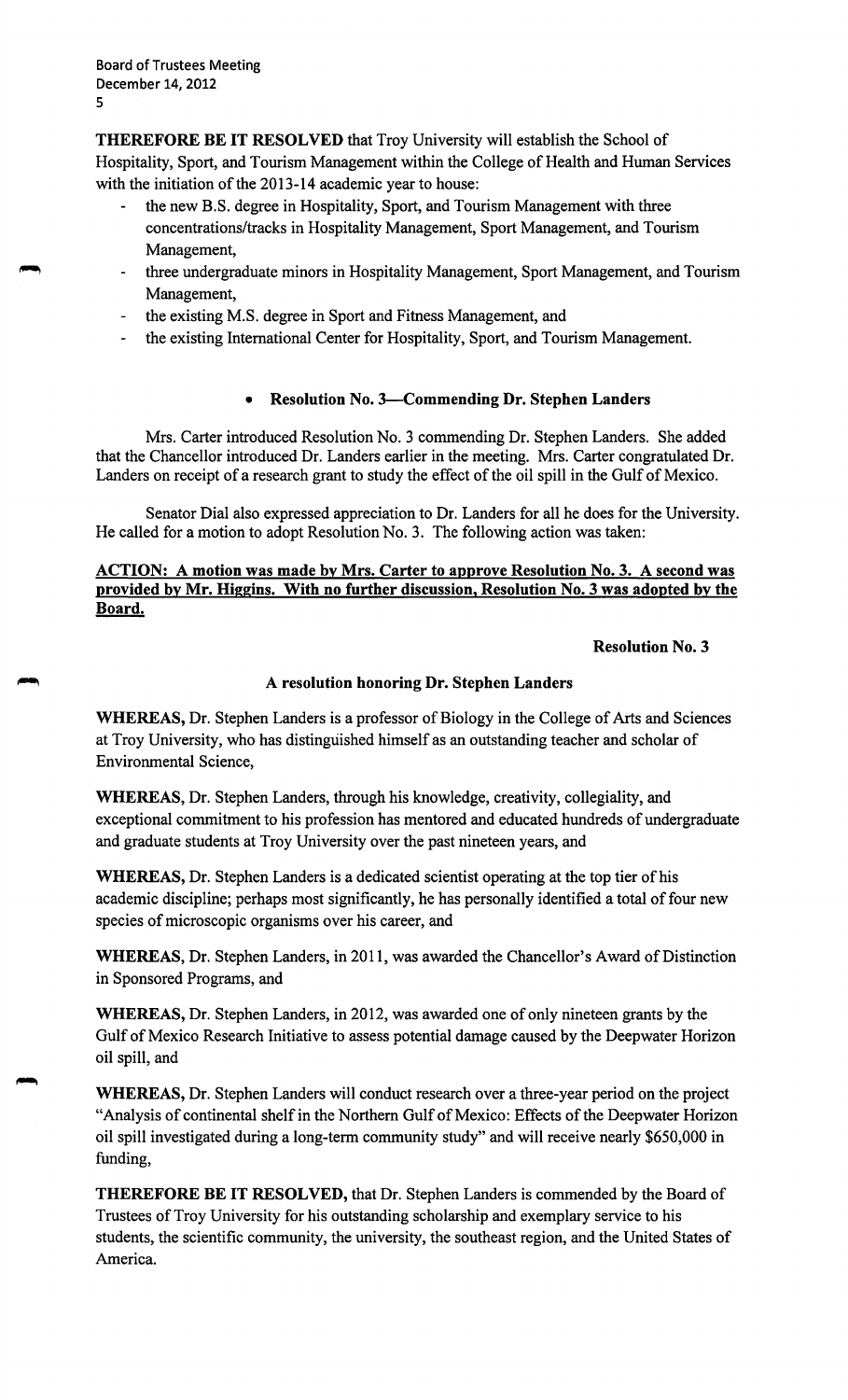**THEREFORE BE IT RESOLVED** that Troy University will establish the School of Hospitality, Sport, and Tourism Management within the College of Health and Human Services with the initiation of the 2013-14 academic year to house:

- the new B.S. degree in Hospitality, Sport, and Tourism Management with three concentrations/tracks in Hospitality Management, Sport Management, and Tourism Management,
- three undergraduate minors in Hospitality Management, Sport Management, and Tourism Management,
- the existing M.S. degree in Sport and Fitness Management, and
- the existing International Center for Hospitality, Sport, and Tourism Management.

- **Resolution No. 3—Commending Dr. Stephen Landers**

Mrs. Carter introduced Resolution No. 3 commending Dr. Stephen Landers. She added that the Chancellor introduced Dr. Landers earlier in the meeting. Mrs. Carter congratulated Dr. Landers on receipt of a research grant to study the effect of the oil spill in the Gulf of Mexico.

Senator Dial also expressed appreciation to Dr. Landers for all he does for the University. He called for a motion to adopt Resolution No. 3. The following action was taken:

**ACTION: A motion was made by Mrs. Carter to approve Resolution No. 3. A second was provided by Mr. Higgins. With no further discussion, Resolution No. 3 was adopted by the Board.**

**Resolution No. 3**

**A resolution honoring Dr. Stephen Landers**

**WHEREAS,** Dr. Stephen Landers is a professor of Biology in the College of Arts and Sciences at Troy University, who has distinguished himself as an outstanding teacher and scholar of Environmental Science,

**WHEREAS,** Dr. Stephen Landers, through his knowledge, creativity, collegiality, and exceptional commitment to his profession has mentored and educated hundreds of undergraduate and graduate students at Troy University over the past nineteen years, and

**WHEREAS,** Dr. Stephen Landers is a dedicated scientist operating at the top tier of his academic discipline; perhaps most significantly, he has personally identified a total of four new species of microscopic organisms over his career, and

**WHEREAS,** Dr. Stephen Landers, in 2011, was awarded the Chancellor's Award of Distinction in Sponsored Programs, and

**WHEREAS,** Dr. Stephen Landers, in 2012, was awarded one of only nineteen grants by the Gulf of Mexico Research Initiative to assess potential damage caused by the Deepwater Horizon oil spill, and

**WHEREAS,** Dr. Stephen Landers will conduct research over a three-year period on the project "Analysis of continental shelf in the Northern Gulf of Mexico: Effects of the Deepwater Horizon oil spill investigated during a long-term community study" and will receive nearly $650,000 in funding,

**THEREFORE BE IT RESOLVED,** that Dr. Stephen Landers is commended by the Board of Trustees of Troy University for his outstanding scholarship and exemplary service to his students, the scientific community, the university, the southeast region, and the United States of America.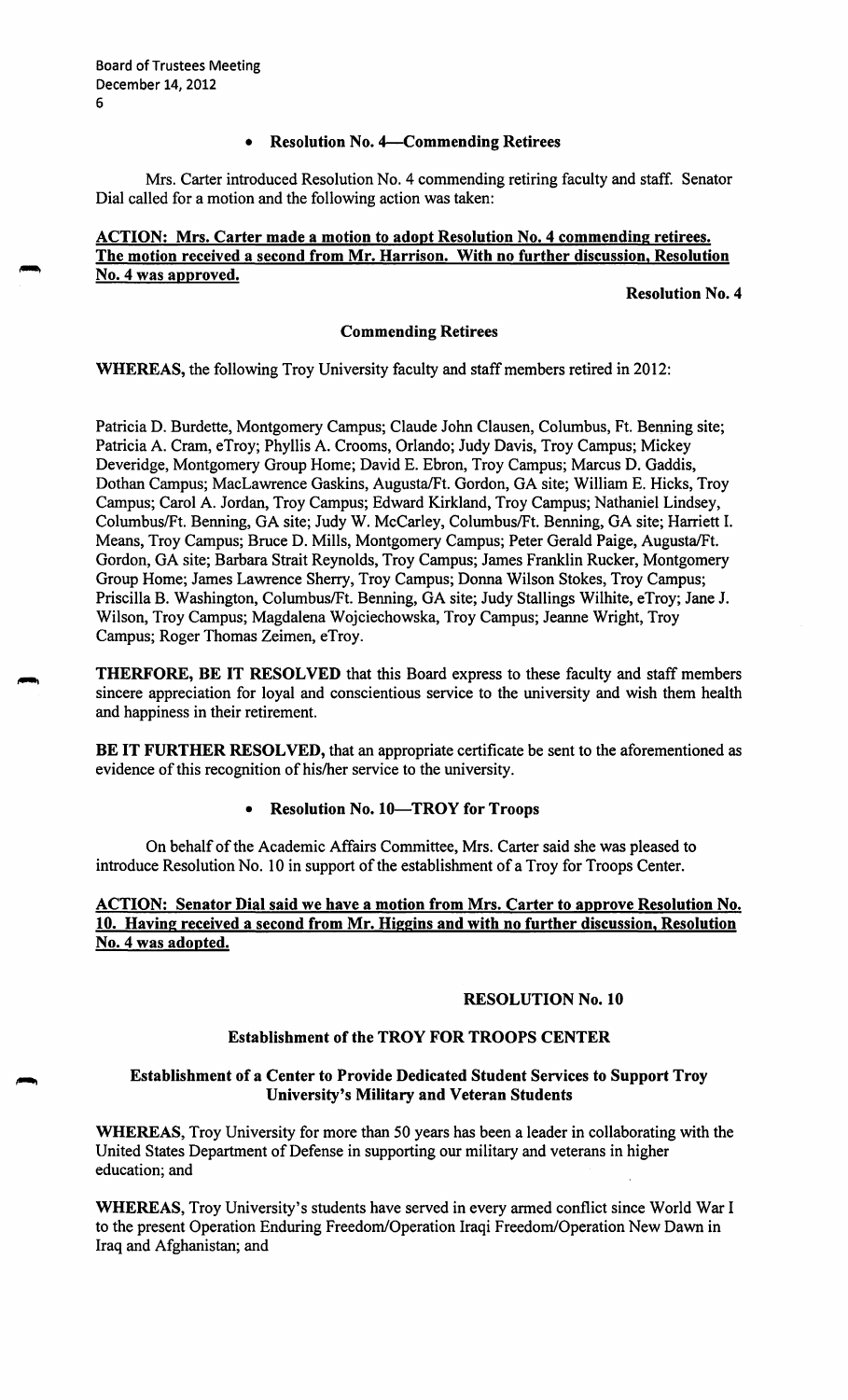- **Resolution No. 4—Commending Retirees**

Mrs. Carter introduced Resolution No. 4 commending retiring faculty and staff. Senator Dial called for a motion and the following action was taken:

**ACTION: Mrs. Carter made a motion to adopt Resolution No. 4 commending retirees. The motion received a second from Mr. Harrison. With no further discussion, Resolution No. 4 was approved.**

**Resolution No. 4**

**Commending Retirees**

**WHEREAS,** the following Troy University faculty and staff members retired in 2012:

Patricia D. Burdette, Montgomery Campus; Claude John Clausen, Columbus, Ft. Benning site; Patricia A. Cram, eTroy; Phyllis A. Crooms, Orlando; Judy Davis, Troy Campus; Mickey Deveridge, Montgomery Group Home; David E. Ebron, Troy Campus; Marcus D. Gaddis, Dothan Campus; MacLawrence Gaskins, Augusta/Ft. Gordon, GA site; William E. Hicks, Troy Campus; Carol A. Jordan, Troy Campus; Edward Kirkland, Troy Campus; Nathaniel Lindsey, Columbus/Ft. Benning, GA site; Judy W. McCarley, Columbus/Ft. Benning, GA site; Harriett I. Means, Troy Campus; Bruce D. Mills, Montgomery Campus; Peter Gerald Paige, Augusta/Ft. Gordon, GA site; Barbara Strait Reynolds, Troy Campus; James Franklin Rucker, Montgomery Group Home; James Lawrence Sherry, Troy Campus; Donna Wilson Stokes, Troy Campus; Priscilla B. Washington, Columbus/Ft. Benning, GA site; Judy Stallings Wilhite, eTroy; Jane J. Wilson, Troy Campus; Magdalena Wojciechowska, Troy Campus; Jeanne Wright, Troy Campus; Roger Thomas Zeimen, eTroy.

**THERFORE, BE IT RESOLVED** that this Board express to these faculty and staff members sincere appreciation for loyal and conscientious service to the university and wish them health and happiness in their retirement.

**BE IT FURTHER RESOLVED,** that an appropriate certificate be sent to the aforementioned as evidence of this recognition of his/her service to the university.

- **Resolution No. 10—TROY for Troops**

On behalf of the Academic Affairs Committee, Mrs. Carter said she was pleased to introduce Resolution No. 10 in support of the establishment of a Troy for Troops Center.

**ACTION: Senator Dial said we have a motion from Mrs. Carter to approve Resolution No. 10. Having received a second from Mr. Higgins and with no further discussion, Resolution No. 4 was adopted.**

**RESOLUTION No. 10**

**Establishment of the TROY FOR TROOPS CENTER**

**Establishment of a Center to Provide Dedicated Student Services to Support Troy University's Military and Veteran Students**

**WHEREAS,** Troy University for more than 50 years has been a leader in collaborating with the United States Department of Defense in supporting our military and veterans in higher education; and

**WHEREAS,** Troy University's students have served in every armed conflict since World War I to the present Operation Enduring Freedom/Operation Iraqi Freedom/Operation New Dawn in Iraq and Afghanistan; and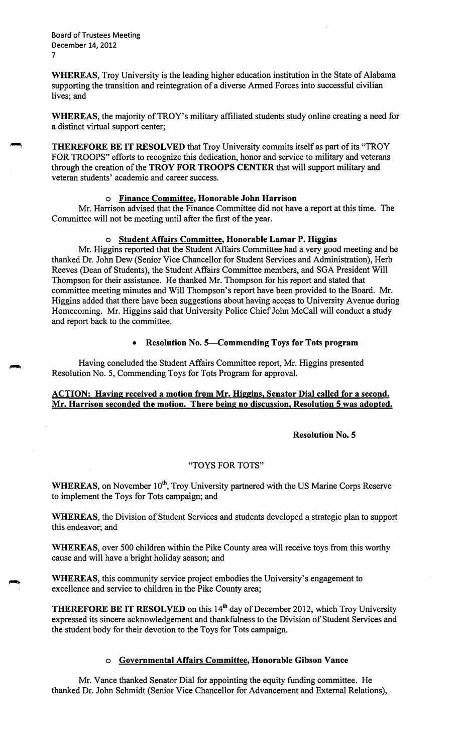**WHEREAS**, Troy University is the leading higher education institution in the State of Alabama supporting the transition and reintegration of a diverse Armed Forces into successful civilian lives; and

**WHEREAS**, the majority of TROY's military affiliated students study online creating a need for a distinct virtual support center;

**THEREFORE BE IT RESOLVED** that Troy University commits itself as part of its "TROY FOR TROOPS" efforts to recognize this dedication, honor and service to military and veterans through the creation of the **TROY FOR TROOPS CENTER** that will support military and veteran students' academic and career success.

- **Finance Committee, Honorable John Harrison**

Mr. Harrison advised that the Finance Committee did not have a report at this time. The Committee will not be meeting until after the first of the year.

- **Student Affairs Committee, Honorable Lamar P. Higgins**

Mr. Higgins reported that the Student Affairs Committee had a very good meeting and he thanked Dr. John Dew (Senior Vice Chancellor for Student Services and Administration), Herb Reeves (Dean of Students), the Student Affairs Committee members, and SGA President Will Thompson for their assistance. He thanked Mr. Thompson for his report and stated that committee meeting minutes and Will Thompson's report have been provided to the Board. Mr. Higgins added that there have been suggestions about having access to University Avenue during Homecoming. Mr. Higgins said that University Police Chief John McCall will conduct a study and report back to the committee.

- **Resolution No. 5—Commending Toys for Tots program**

Having concluded the Student Affairs Committee report, Mr. Higgins presented Resolution No. 5, Commending Toys for Tots Program for approval.

**ACTION: Having received a motion from Mr. Higgins, Senator Dial called for a second. Mr. Harrison seconded the motion. There being no discussion, Resolution 5 was adopted.**

**Resolution No. 5**

"TOYS FOR TOTS"

**WHEREAS**, on November 10th, Troy University partnered with the US Marine Corps Reserve to implement the Toys for Tots campaign; and

**WHEREAS**, the Division of Student Services and students developed a strategic plan to support this endeavor; and

**WHEREAS**, over 500 children within the Pike County area will receive toys from this worthy cause and will have a bright holiday season; and

**WHEREAS**, this community service project embodies the University's engagement to excellence and service to children in the Pike County area;

**THEREFORE BE IT RESOLVED** on this 14th day of December 2012, which Troy University expressed its sincere acknowledgement and thankfulness to the Division of Student Services and the student body for their devotion to the Toys for Tots campaign.

- **Governmental Affairs Committee, Honorable Gibson Vance**

Mr. Vance thanked Senator Dial for appointing the equity funding committee. He thanked Dr. John Schmidt (Senior Vice Chancellor for Advancement and External Relations),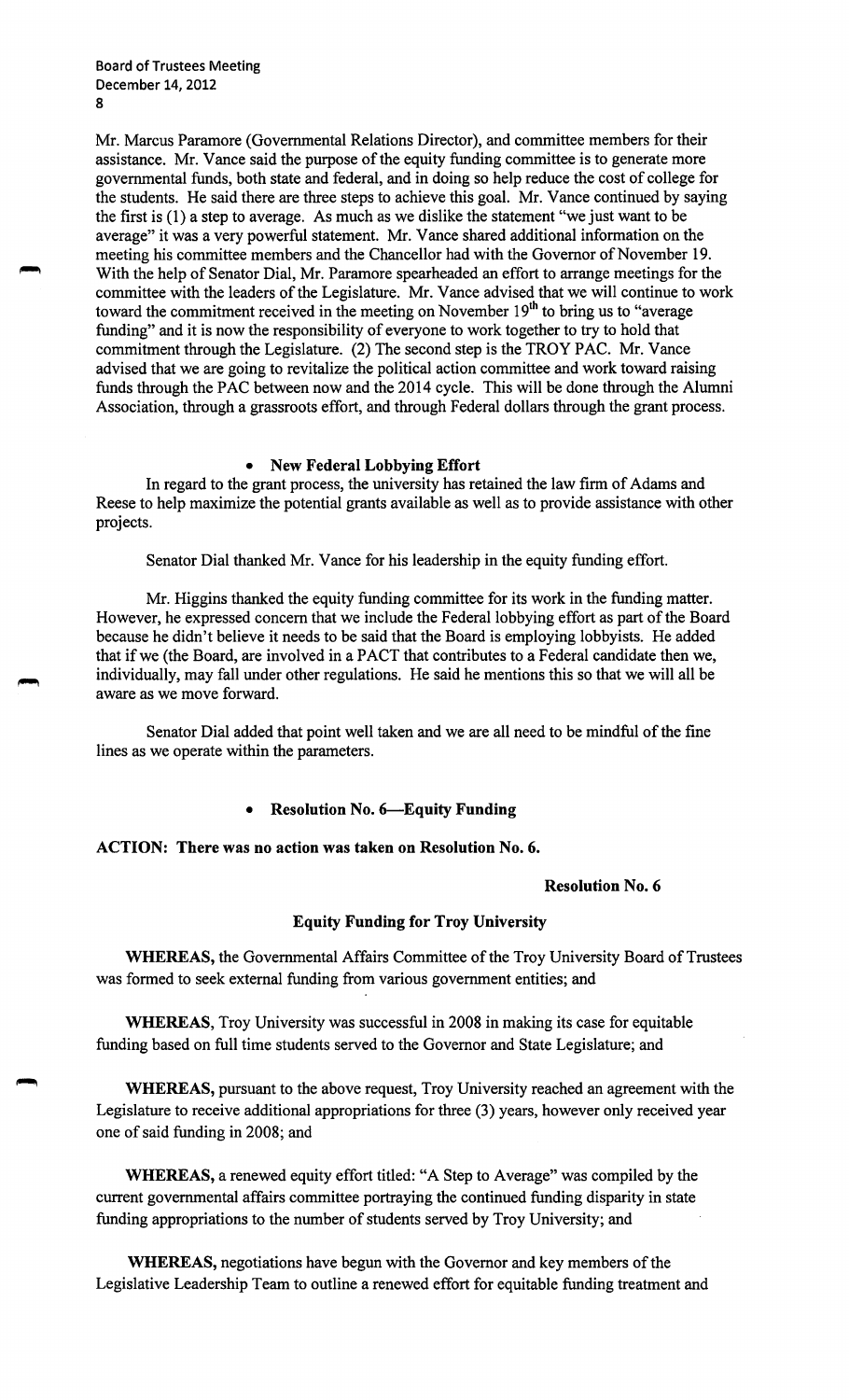Mr. Marcus Paramore (Governmental Relations Director), and committee members for their assistance. Mr. Vance said the purpose of the equity funding committee is to generate more governmental funds, both state and federal, and in doing so help reduce the cost of college for the students. He said there are three steps to achieve this goal. Mr. Vance continued by saying the first is (1) a step to average. As much as we dislike the statement "we just want to be average" it was a very powerful statement. Mr. Vance shared additional information on the meeting his committee members and the Chancellor had with the Governor of November 19. With the help of Senator Dial, Mr. Paramore spearheaded an effort to arrange meetings for the committee with the leaders of the Legislature. Mr. Vance advised that we will continue to work toward the commitment received in the meeting on November 19th to bring us to "average funding" and it is now the responsibility of everyone to work together to try to hold that commitment through the Legislature. (2) The second step is the TROY PAC. Mr. Vance advised that we are going to revitalize the political action committee and work toward raising funds through the PAC between now and the 2014 cycle. This will be done through the Alumni Association, through a grassroots effort, and through Federal dollars through the grant process.

- **New Federal Lobbying Effort**

In regard to the grant process, the university has retained the law firm of Adams and Reese to help maximize the potential grants available as well as to provide assistance with other projects.

Senator Dial thanked Mr. Vance for his leadership in the equity funding effort.

Mr. Higgins thanked the equity funding committee for its work in the funding matter. However, he expressed concern that we include the Federal lobbying effort as part of the Board because he didn't believe it needs to be said that the Board is employing lobbyists. He added that if we (the Board, are involved in a PACT that contributes to a Federal candidate then we, individually, may fall under other regulations. He said he mentions this so that we will all be aware as we move forward.

Senator Dial added that point well taken and we are all need to be mindful of the fine lines as we operate within the parameters.

- **Resolution No. 6—Equity Funding**

**ACTION: There was no action was taken on Resolution No. 6.**

**Resolution No. 6**

**Equity Funding for Troy University**

**WHEREAS,** the Governmental Affairs Committee of the Troy University Board of Trustees was formed to seek external funding from various government entities; and

**WHEREAS,** Troy University was successful in 2008 in making its case for equitable funding based on full time students served to the Governor and State Legislature; and

**WHEREAS,** pursuant to the above request, Troy University reached an agreement with the Legislature to receive additional appropriations for three (3) years, however only received year one of said funding in 2008; and

**WHEREAS,** a renewed equity effort titled: "A Step to Average" was compiled by the current governmental affairs committee portraying the continued funding disparity in state funding appropriations to the number of students served by Troy University; and

**WHEREAS,** negotiations have begun with the Governor and key members of the Legislative Leadership Team to outline a renewed effort for equitable funding treatment and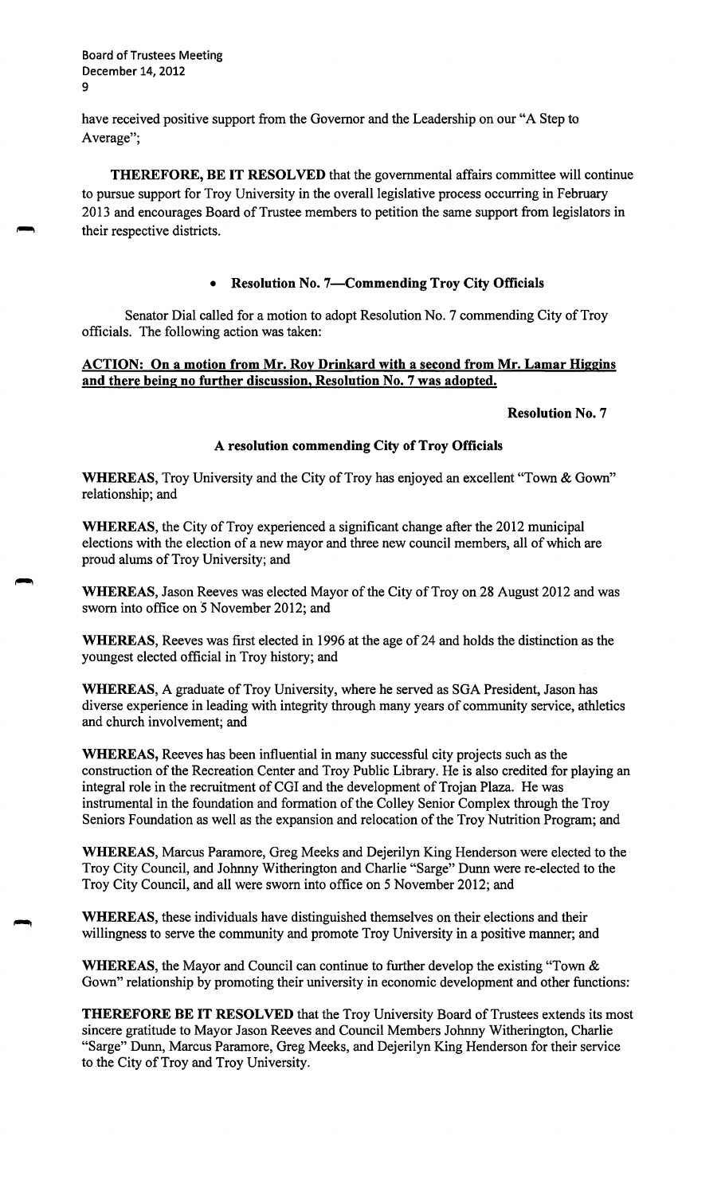have received positive support from the Governor and the Leadership on our "A Step to Average";

**THEREFORE, BE IT RESOLVED** that the governmental affairs committee will continue to pursue support for Troy University in the overall legislative process occurring in February 2013 and encourages Board of Trustee members to petition the same support from legislators in their respective districts.

- **Resolution No. 7—Commending Troy City Officials**

Senator Dial called for a motion to adopt Resolution No. 7 commending City of Troy officials. The following action was taken:

**ACTION: On a motion from Mr. Roy Drinkard with a second from Mr. Lamar Higgins and there being no further discussion, Resolution No. 7 was adopted.**

**Resolution No. 7**

**A resolution commending City of Troy Officials**

**WHEREAS,** Troy University and the City of Troy has enjoyed an excellent "Town & Gown" relationship; and

**WHEREAS,** the City of Troy experienced a significant change after the 2012 municipal elections with the election of a new mayor and three new council members, all of which are proud alums of Troy University; and

**WHEREAS,** Jason Reeves was elected Mayor of the City of Troy on 28 August 2012 and was sworn into office on 5 November 2012; and

**WHEREAS,** Reeves was first elected in 1996 at the age of 24 and holds the distinction as the youngest elected official in Troy history; and

**WHEREAS,** A graduate of Troy University, where he served as SGA President, Jason has diverse experience in leading with integrity through many years of community service, athletics and church involvement; and

**WHEREAS,** Reeves has been influential in many successful city projects such as the construction of the Recreation Center and Troy Public Library. He is also credited for playing an integral role in the recruitment of CGI and the development of Trojan Plaza. He was instrumental in the foundation and formation of the Colley Senior Complex through the Troy Seniors Foundation as well as the expansion and relocation of the Troy Nutrition Program; and

**WHEREAS,** Marcus Paramore, Greg Meeks and Dejerilyn King Henderson were elected to the Troy City Council, and Johnny Witherington and Charlie "Sarge" Dunn were re-elected to the Troy City Council, and all were sworn into office on 5 November 2012; and

**WHEREAS,** these individuals have distinguished themselves on their elections and their willingness to serve the community and promote Troy University in a positive manner; and

**WHEREAS,** the Mayor and Council can continue to further develop the existing "Town & Gown" relationship by promoting their university in economic development and other functions:

**THEREFORE BE IT RESOLVED** that the Troy University Board of Trustees extends its most sincere gratitude to Mayor Jason Reeves and Council Members Johnny Witherington, Charlie "Sarge" Dunn, Marcus Paramore, Greg Meeks, and Dejerilyn King Henderson for their service to the City of Troy and Troy University.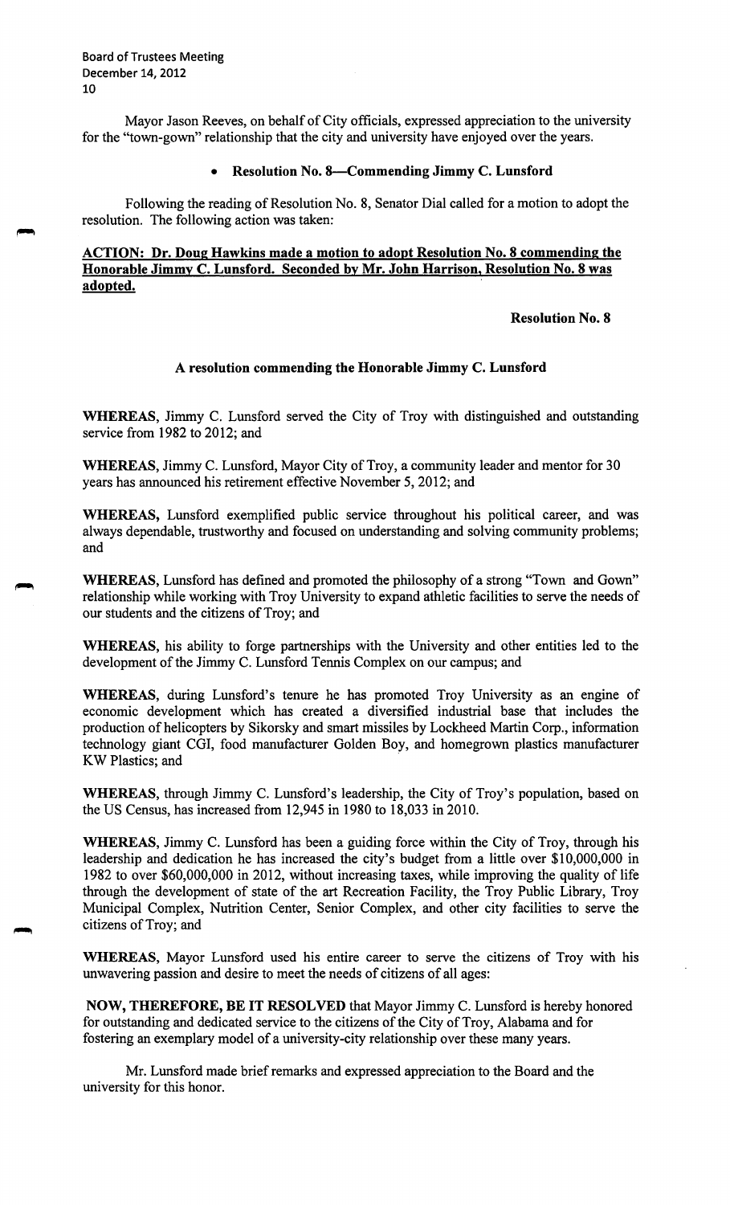Mayor Jason Reeves, on behalf of City officials, expressed appreciation to the university for the "town-gown" relationship that the city and university have enjoyed over the years.

- **Resolution No. 8—Commending Jimmy C. Lunsford**

Following the reading of Resolution No. 8, Senator Dial called for a motion to adopt the resolution. The following action was taken:

**ACTION: Dr. Doug Hawkins made a motion to adopt Resolution No. 8 commending the Honorable Jimmy C. Lunsford. Seconded by Mr. John Harrison, Resolution No. 8 was adopted.**

**Resolution No. 8**

**A resolution commending the Honorable Jimmy C. Lunsford**

**WHEREAS**, Jimmy C. Lunsford served the City of Troy with distinguished and outstanding service from 1982 to 2012; and

**WHEREAS**, Jimmy C. Lunsford, Mayor City of Troy, a community leader and mentor for 30 years has announced his retirement effective November 5, 2012; and

**WHEREAS,** Lunsford exemplified public service throughout his political career, and was always dependable, trustworthy and focused on understanding and solving community problems; and

**WHEREAS**, Lunsford has defined and promoted the philosophy of a strong "Town and Gown" relationship while working with Troy University to expand athletic facilities to serve the needs of our students and the citizens of Troy; and

**WHEREAS**, his ability to forge partnerships with the University and other entities led to the development of the Jimmy C. Lunsford Tennis Complex on our campus; and

**WHEREAS**, during Lunsford's tenure he has promoted Troy University as an engine of economic development which has created a diversified industrial base that includes the production of helicopters by Sikorsky and smart missiles by Lockheed Martin Corp., information technology giant CGI, food manufacturer Golden Boy, and homegrown plastics manufacturer KW Plastics; and

**WHEREAS**, through Jimmy C. Lunsford's leadership, the City of Troy's population, based on the US Census, has increased from 12,945 in 1980 to 18,033 in 2010.

**WHEREAS**, Jimmy C. Lunsford has been a guiding force within the City of Troy, through his leadership and dedication he has increased the city's budget from a little over $10,000,000 in 1982 to over $60,000,000 in 2012, without increasing taxes, while improving the quality of life through the development of state of the art Recreation Facility, the Troy Public Library, Troy Municipal Complex, Nutrition Center, Senior Complex, and other city facilities to serve the citizens of Troy; and

**WHEREAS**, Mayor Lunsford used his entire career to serve the citizens of Troy with his unwavering passion and desire to meet the needs of citizens of all ages:

**NOW, THEREFORE, BE IT RESOLVED** that Mayor Jimmy C. Lunsford is hereby honored for outstanding and dedicated service to the citizens of the City of Troy, Alabama and for fostering an exemplary model of a university-city relationship over these many years.

Mr. Lunsford made brief remarks and expressed appreciation to the Board and the university for this honor.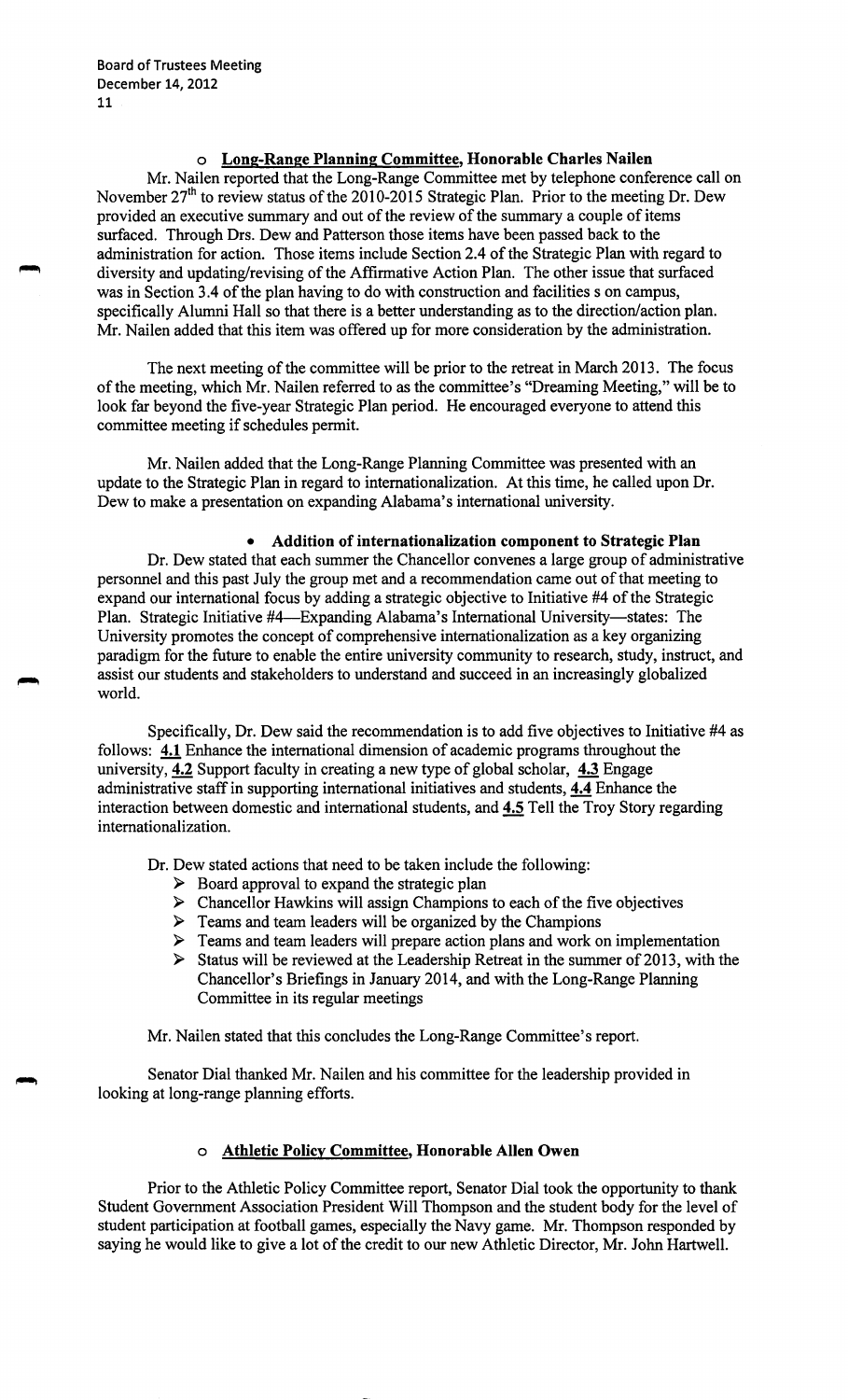- **Long-Range Planning Committee, Honorable Charles Nailen**

Mr. Nailen reported that the Long-Range Committee met by telephone conference call on November 27th to review status of the 2010-2015 Strategic Plan. Prior to the meeting Dr. Dew provided an executive summary and out of the review of the summary a couple of items surfaced. Through Drs. Dew and Patterson those items have been passed back to the administration for action. Those items include Section 2.4 of the Strategic Plan with regard to diversity and updating/revising of the Affirmative Action Plan. The other issue that surfaced was in Section 3.4 of the plan having to do with construction and facilities s on campus, specifically Alumni Hall so that there is a better understanding as to the direction/action plan. Mr. Nailen added that this item was offered up for more consideration by the administration.

The next meeting of the committee will be prior to the retreat in March 2013. The focus of the meeting, which Mr. Nailen referred to as the committee's "Dreaming Meeting," will be to look far beyond the five-year Strategic Plan period. He encouraged everyone to attend this committee meeting if schedules permit.

Mr. Nailen added that the Long-Range Planning Committee was presented with an update to the Strategic Plan in regard to internationalization. At this time, he called upon Dr. Dew to make a presentation on expanding Alabama's international university.

- **Addition of internationalization component to Strategic Plan**

Dr. Dew stated that each summer the Chancellor convenes a large group of administrative personnel and this past July the group met and a recommendation came out of that meeting to expand our international focus by adding a strategic objective to Initiative #4 of the Strategic Plan. Strategic Initiative #4—Expanding Alabama's International University—states: The University promotes the concept of comprehensive internationalization as a key organizing paradigm for the future to enable the entire university community to research, study, instruct, and assist our students and stakeholders to understand and succeed in an increasingly globalized world.

Specifically, Dr. Dew said the recommendation is to add five objectives to Initiative #4 as follows: **4.1** Enhance the international dimension of academic programs throughout the university, **4.2** Support faculty in creating a new type of global scholar, **4.3** Engage administrative staff in supporting international initiatives and students, **4.4** Enhance the interaction between domestic and international students, and **4.5** Tell the Troy Story regarding internationalization.

Dr. Dew stated actions that need to be taken include the following:

- Board approval to expand the strategic plan
- Chancellor Hawkins will assign Champions to each of the five objectives
- Teams and team leaders will be organized by the Champions
- Teams and team leaders will prepare action plans and work on implementation
- Status will be reviewed at the Leadership Retreat in the summer of 2013, with the Chancellor's Briefings in January 2014, and with the Long-Range Planning Committee in its regular meetings

Mr. Nailen stated that this concludes the Long-Range Committee's report.

Senator Dial thanked Mr. Nailen and his committee for the leadership provided in looking at long-range planning efforts.

- **Athletic Policy Committee, Honorable Allen Owen**

Prior to the Athletic Policy Committee report, Senator Dial took the opportunity to thank Student Government Association President Will Thompson and the student body for the level of student participation at football games, especially the Navy game. Mr. Thompson responded by saying he would like to give a lot of the credit to our new Athletic Director, Mr. John Hartwell.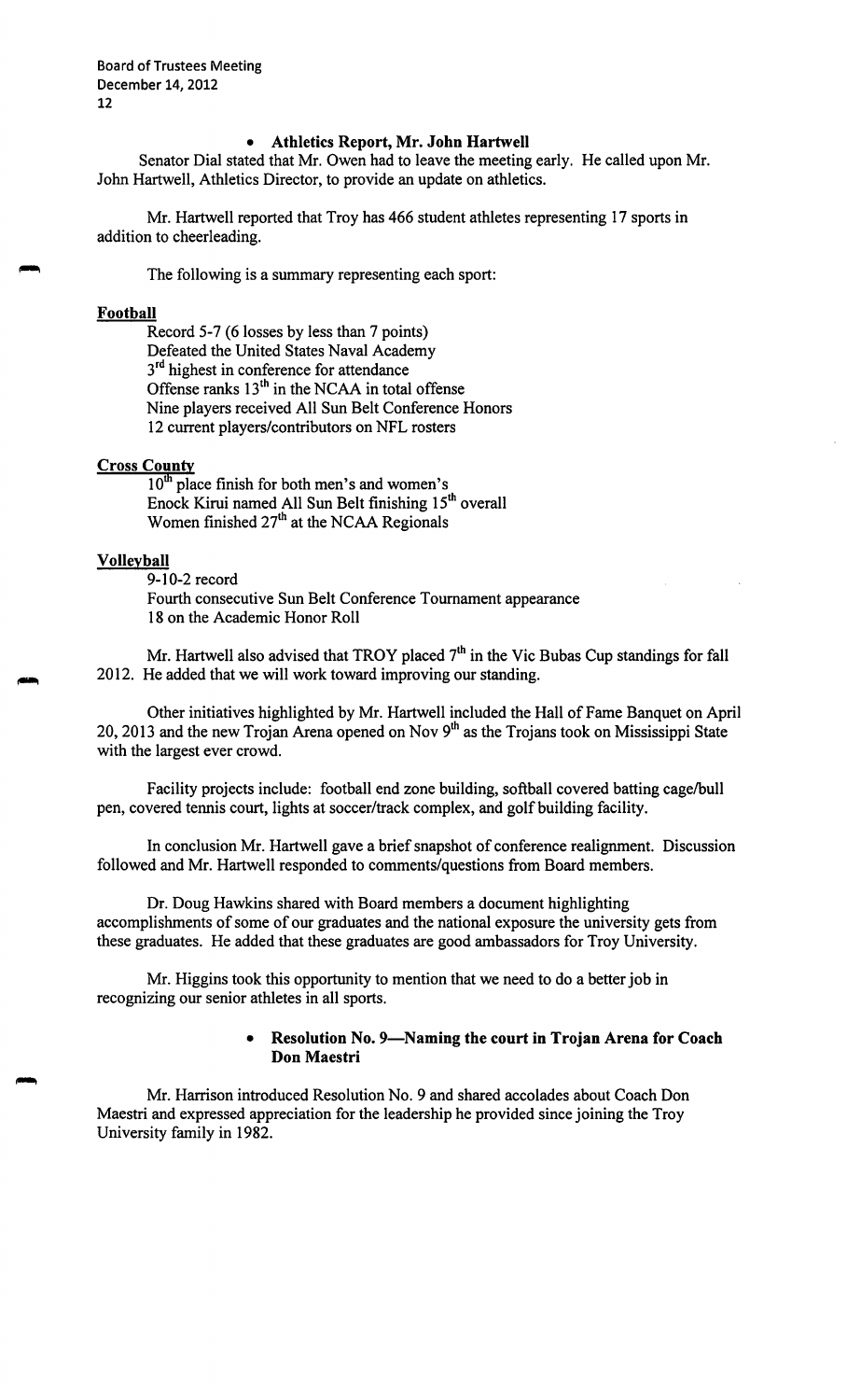- **Athletics Report, Mr. John Hartwell**

Senator Dial stated that Mr. Owen had to leave the meeting early. He called upon Mr. John Hartwell, Athletics Director, to provide an update on athletics.

Mr. Hartwell reported that Troy has 466 student athletes representing 17 sports in addition to cheerleading.

The following is a summary representing each sport:

**Football**

Record 5-7 (6 losses by less than 7 points)
Defeated the United States Naval Academy
3rd highest in conference for attendance
Offense ranks 13th in the NCAA in total offense
Nine players received All Sun Belt Conference Honors
12 current players/contributors on NFL rosters

**Cross County**

10th place finish for both men's and women's
Enock Kirui named All Sun Belt finishing 15th overall
Women finished 27th at the NCAA Regionals

**Volleyball**

9-10-2 record
Fourth consecutive Sun Belt Conference Tournament appearance
18 on the Academic Honor Roll

Mr. Hartwell also advised that TROY placed 7th in the Vic Bubas Cup standings for fall 2012. He added that we will work toward improving our standing.

Other initiatives highlighted by Mr. Hartwell included the Hall of Fame Banquet on April 20, 2013 and the new Trojan Arena opened on Nov 9th as the Trojans took on Mississippi State with the largest ever crowd.

Facility projects include: football end zone building, softball covered batting cage/bull pen, covered tennis court, lights at soccer/track complex, and golf building facility.

In conclusion Mr. Hartwell gave a brief snapshot of conference realignment. Discussion followed and Mr. Hartwell responded to comments/questions from Board members.

Dr. Doug Hawkins shared with Board members a document highlighting accomplishments of some of our graduates and the national exposure the university gets from these graduates. He added that these graduates are good ambassadors for Troy University.

Mr. Higgins took this opportunity to mention that we need to do a better job in recognizing our senior athletes in all sports.

- **Resolution No. 9—Naming the court in Trojan Arena for Coach Don Maestri**

Mr. Harrison introduced Resolution No. 9 and shared accolades about Coach Don Maestri and expressed appreciation for the leadership he provided since joining the Troy University family in 1982.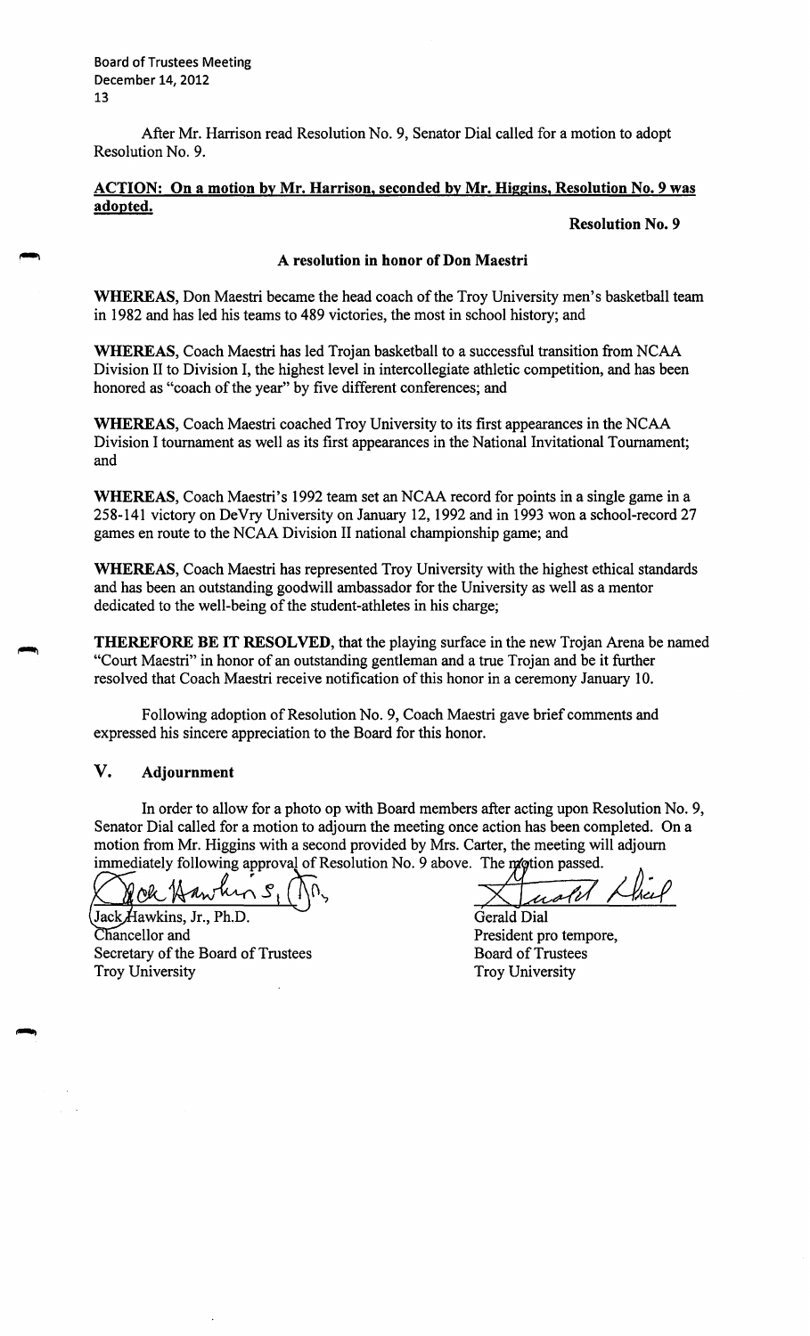After Mr. Harrison read Resolution No. 9, Senator Dial called for a motion to adopt Resolution No. 9.

**ACTION: On a motion by Mr. Harrison, seconded by Mr. Higgins, Resolution No. 9 was adopted.**

**Resolution No. 9**

**A resolution in honor of Don Maestri**

**WHEREAS,** Don Maestri became the head coach of the Troy University men's basketball team in 1982 and has led his teams to 489 victories, the most in school history; and

**WHEREAS,** Coach Maestri has led Trojan basketball to a successful transition from NCAA Division II to Division I, the highest level in intercollegiate athletic competition, and has been honored as "coach of the year" by five different conferences; and

**WHEREAS,** Coach Maestri coached Troy University to its first appearances in the NCAA Division I tournament as well as its first appearances in the National Invitational Tournament; and

**WHEREAS,** Coach Maestri's 1992 team set an NCAA record for points in a single game in a 258-141 victory on DeVry University on January 12, 1992 and in 1993 won a school-record 27 games en route to the NCAA Division II national championship game; and

**WHEREAS,** Coach Maestri has represented Troy University with the highest ethical standards and has been an outstanding goodwill ambassador for the University as well as a mentor dedicated to the well-being of the student-athletes in his charge;

**THEREFORE BE IT RESOLVED,** that the playing surface in the new Trojan Arena be named "Court Maestri" in honor of an outstanding gentleman and a true Trojan and be it further resolved that Coach Maestri receive notification of this honor in a ceremony January 10.

Following adoption of Resolution No. 9, Coach Maestri gave brief comments and expressed his sincere appreciation to the Board for this honor.

## V. Adjournment

In order to allow for a photo op with Board members after acting upon Resolution No. 9, Senator Dial called for a motion to adjourn the meeting once action has been completed. On a motion from Mr. Higgins with a second provided by Mrs. Carter, the meeting will adjourn immediately following approval of Resolution No. 9 above. The motion passed.

Jack Hawkins, Jr., Ph.D.
Chancellor and
Secretary of the Board of Trustees
Troy University

Gerald Dial
President pro tempore,
Board of Trustees
Troy University